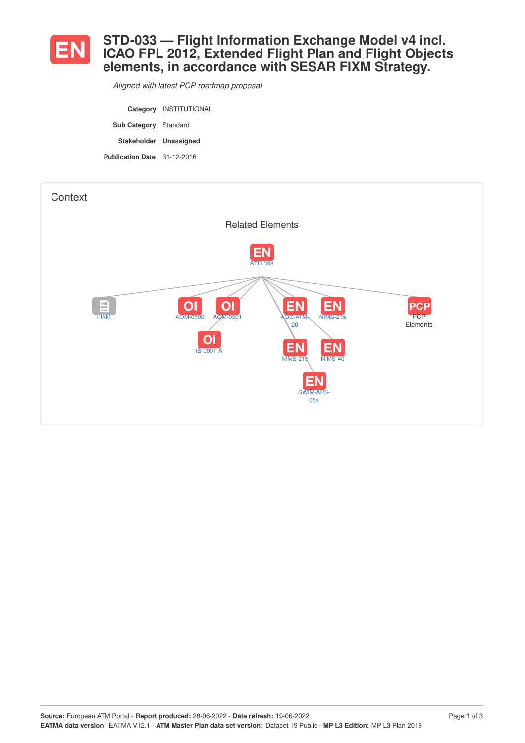# STD-033 — Flight Information Exchange Model v4 incl. ICAO FPL 2012, Extended Flight Plan and Flight Objects elements, in accordance with SESAR FIXM Strategy.

*Aligned with latest PCP roadmap proposal*

| | |
|---|---|
| **Category** | INSTITUTIONAL |
| **Sub Category** | Standard |
| **Stakeholder** | **Unassigned** |
| **Publication Date** | 31-12-2016 |

## Context

Related Elements

STD-033

FIXM, AOM-0500, AOM-0501, IS-0901-A, AOC-ATM-20, NIMS-21a, NIMS-21b, NIMS-40, SWIM-APS-05a, PCP Elements

**Source:** European ATM Portal - **Report produced:** 28-06-2022 - **Date refresh:** 19-06-2022
**EATMA data version:** EATMA V12.1 - **ATM Master Plan data set version:** Dataset 19 Public - **MP L3 Edition:** MP L3 Plan 2019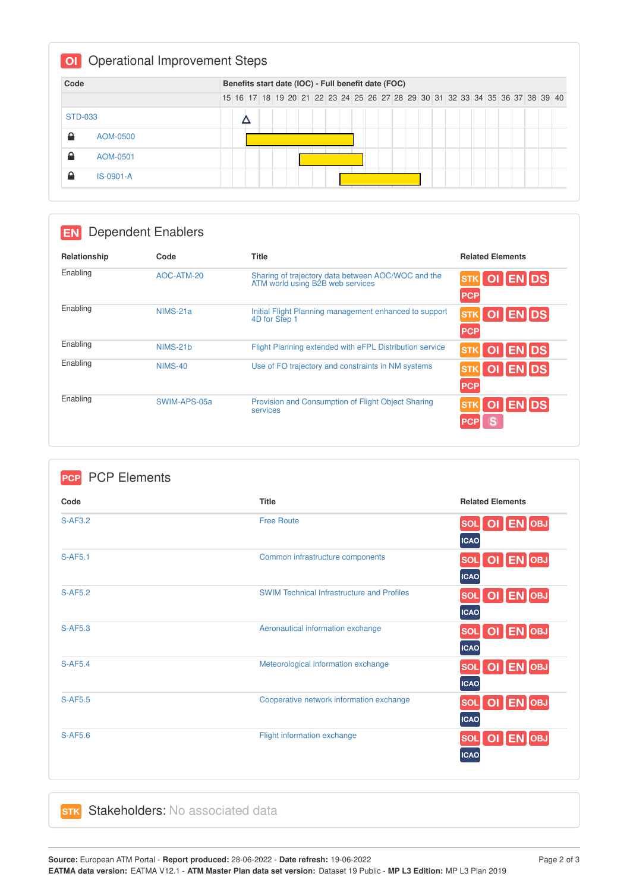## OI Operational Improvement Steps

| Code | Benefits start date (IOC) - Full benefit date (FOC) |
|---|---|
| STD-033 | 17 (milestone) |
| AOM-0500 | 17 – 24 |
| AOM-0501 | 21 – 25 |
| IS-0901-A | 24 – 30 |

## EN Dependent Enablers

| Relationship | Code | Title | Related Elements |
|---|---|---|---|
| Enabling | AOC-ATM-20 | Sharing of trajectory data between AOC/WOC and the ATM world using B2B web services | STK OI EN DS PCP |
| Enabling | NIMS-21a | Initial Flight Planning management enhanced to support 4D for Step 1 | STK OI EN DS PCP |
| Enabling | NIMS-21b | Flight Planning extended with eFPL Distribution service | STK OI EN DS |
| Enabling | NIMS-40 | Use of FO trajectory and constraints in NM systems | STK OI EN DS PCP |
| Enabling | SWIM-APS-05a | Provision and Consumption of Flight Object Sharing services | STK OI EN DS PCP S |

## PCP PCP Elements

| Code | Title | Related Elements |
|---|---|---|
| S-AF3.2 | Free Route | SOL OI EN OBJ ICAO |
| S-AF5.1 | Common infrastructure components | SOL OI EN OBJ ICAO |
| S-AF5.2 | SWIM Technical Infrastructure and Profiles | SOL OI EN OBJ ICAO |
| S-AF5.3 | Aeronautical information exchange | SOL OI EN OBJ ICAO |
| S-AF5.4 | Meteorological information exchange | SOL OI EN OBJ ICAO |
| S-AF5.5 | Cooperative network information exchange | SOL OI EN OBJ ICAO |
| S-AF5.6 | Flight information exchange | SOL OI EN OBJ ICAO |

## STK Stakeholders: No associated data

**Source:** European ATM Portal - **Report produced:** 28-06-2022 - **Date refresh:** 19-06-2022
**EATMA data version:** EATMA V12.1 - **ATM Master Plan data set version:** Dataset 19 Public - **MP L3 Edition:** MP L3 Plan 2019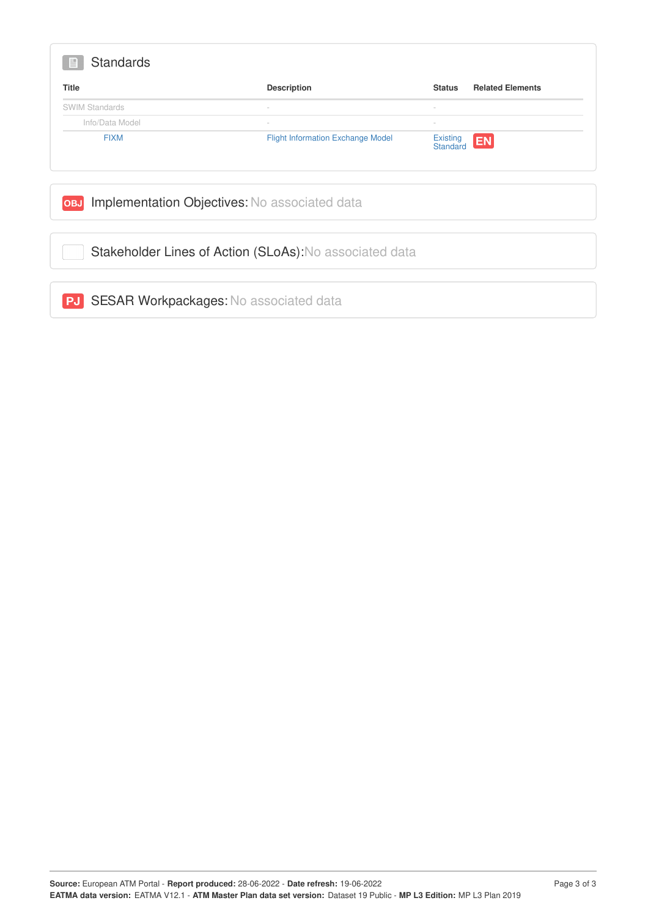## Standards

| Title | Description | Status | Related Elements |
| --- | --- | --- | --- |
| SWIM Standards | - | - | |
| Info/Data Model | - | - | |
| FIXM | Flight Information Exchange Model | Existing Standard | EN |

## OBJ Implementation Objectives: No associated data

## Stakeholder Lines of Action (SLoAs): No associated data

## PJ SESAR Workpackages: No associated data

**Source:** European ATM Portal - **Report produced:** 28-06-2022 - **Date refresh:** 19-06-2022
**EATMA data version:** EATMA V12.1 - **ATM Master Plan data set version:** Dataset 19 Public - **MP L3 Edition:** MP L3 Plan 2019